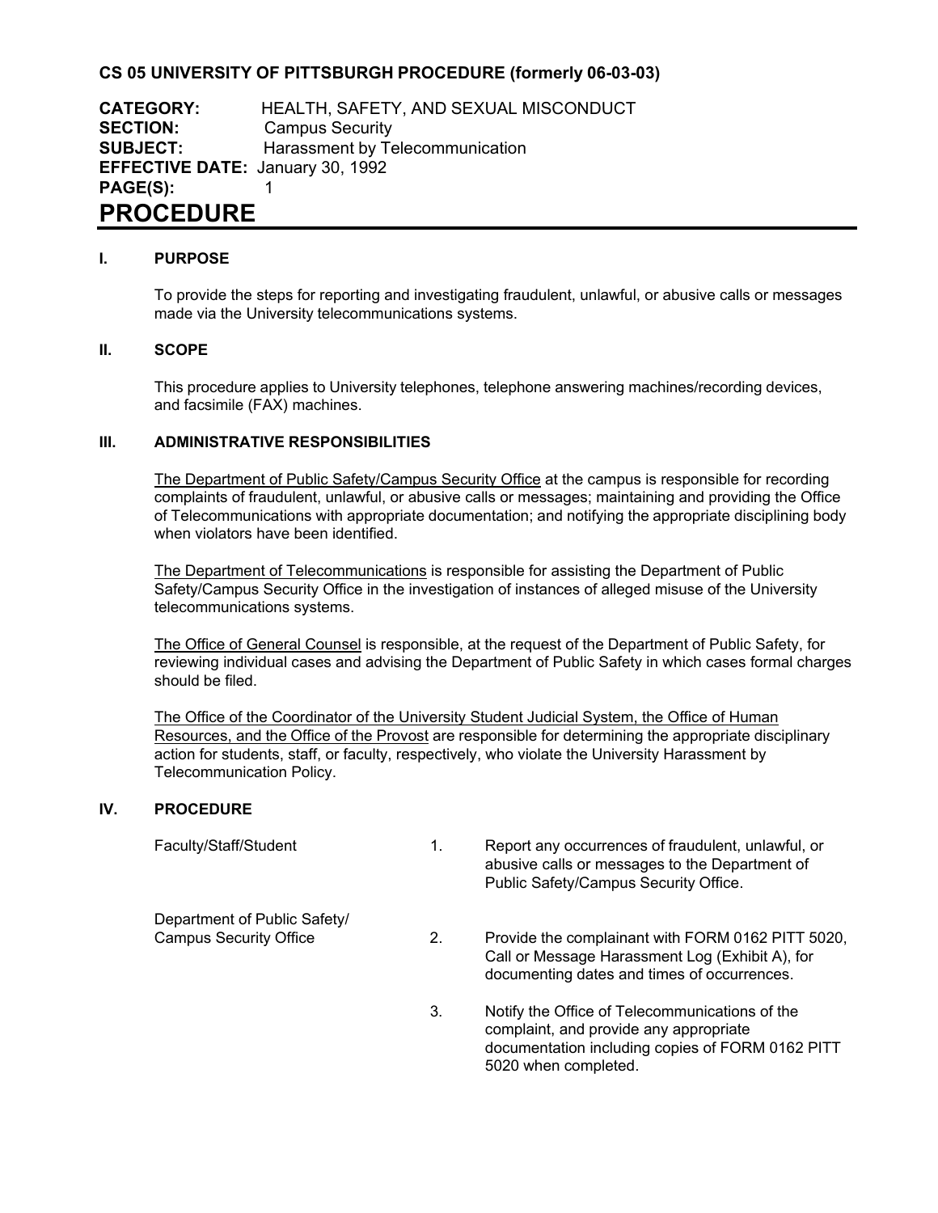**CS 05 UNIVERSITY OF PITTSBURGH PROCEDURE (formerly 06-03-03)**

**CATEGORY:** HEALTH, SAFETY, AND SEXUAL MISCONDUCT
**SECTION:** Campus Security
**SUBJECT:** Harassment by Telecommunication
**EFFECTIVE DATE:** January 30, 1992
**PAGE(S):** 1

# PROCEDURE

## I. PURPOSE

To provide the steps for reporting and investigating fraudulent, unlawful, or abusive calls or messages made via the University telecommunications systems.

## II. SCOPE

This procedure applies to University telephones, telephone answering machines/recording devices, and facsimile (FAX) machines.

## III. ADMINISTRATIVE RESPONSIBILITIES

The Department of Public Safety/Campus Security Office at the campus is responsible for recording complaints of fraudulent, unlawful, or abusive calls or messages; maintaining and providing the Office of Telecommunications with appropriate documentation; and notifying the appropriate disciplining body when violators have been identified.

The Department of Telecommunications is responsible for assisting the Department of Public Safety/Campus Security Office in the investigation of instances of alleged misuse of the University telecommunications systems.

The Office of General Counsel is responsible, at the request of the Department of Public Safety, for reviewing individual cases and advising the Department of Public Safety in which cases formal charges should be filed.

The Office of the Coordinator of the University Student Judicial System, the Office of Human Resources, and the Office of the Provost are responsible for determining the appropriate disciplinary action for students, staff, or faculty, respectively, who violate the University Harassment by Telecommunication Policy.

## IV. PROCEDURE

| | | |
|---|---|---|
| Faculty/Staff/Student | 1. | Report any occurrences of fraudulent, unlawful, or abusive calls or messages to the Department of Public Safety/Campus Security Office. |
| Department of Public Safety/ Campus Security Office | 2. | Provide the complainant with FORM 0162 PITT 5020, Call or Message Harassment Log (Exhibit A), for documenting dates and times of occurrences. |
| | 3. | Notify the Office of Telecommunications of the complaint, and provide any appropriate documentation including copies of FORM 0162 PITT 5020 when completed. |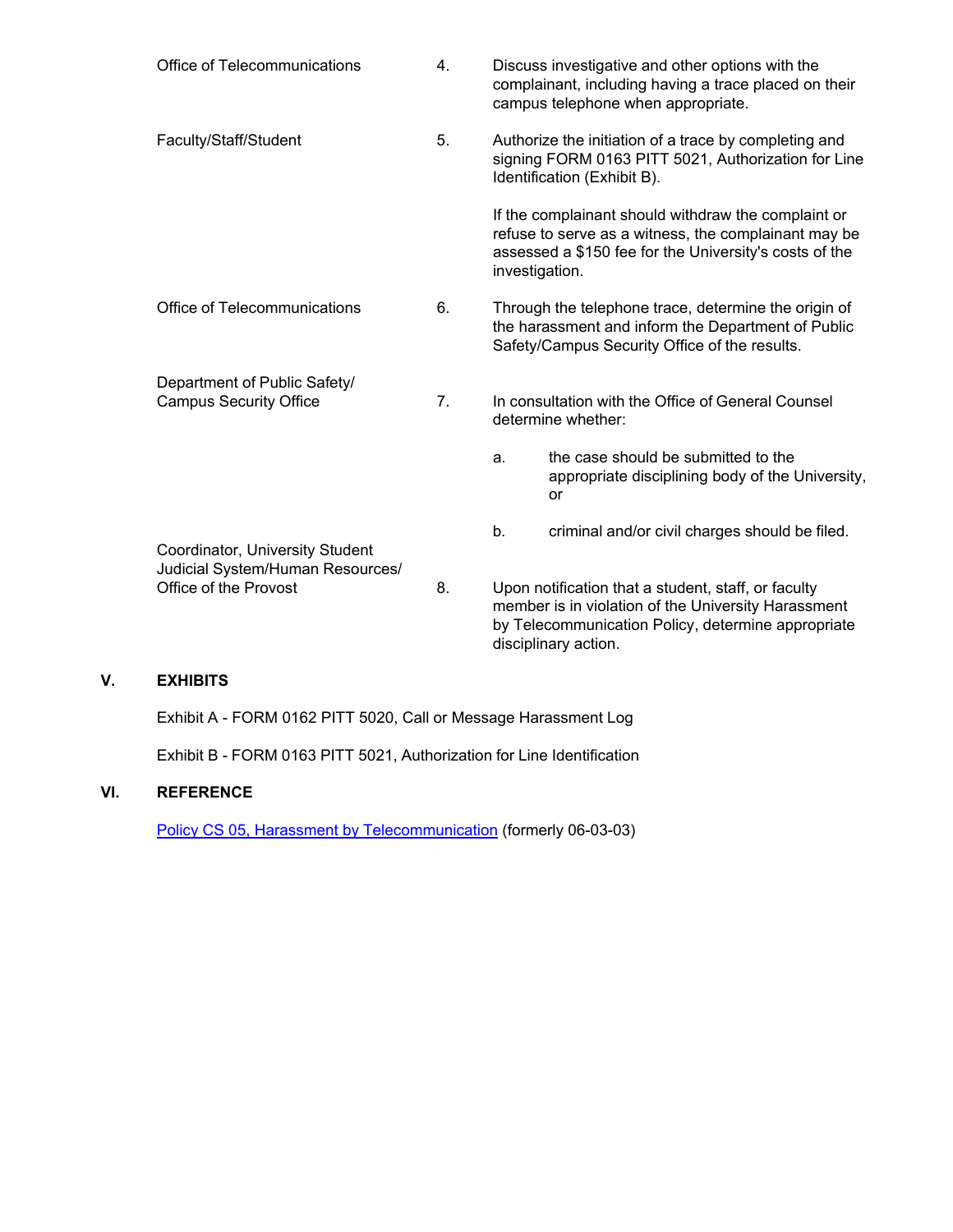| | | |
|---|---|---|
| Office of Telecommunications | 4. | Discuss investigative and other options with the complainant, including having a trace placed on their campus telephone when appropriate. |
| Faculty/Staff/Student | 5. | Authorize the initiation of a trace by completing and signing FORM 0163 PITT 5021, Authorization for Line Identification (Exhibit B).<br><br>If the complainant should withdraw the complaint or refuse to serve as a witness, the complainant may be assessed a $150 fee for the University's costs of the investigation. |
| Office of Telecommunications | 6. | Through the telephone trace, determine the origin of the harassment and inform the Department of Public Safety/Campus Security Office of the results. |
| Department of Public Safety/ Campus Security Office | 7. | In consultation with the Office of General Counsel determine whether:<br><br>a. the case should be submitted to the appropriate disciplining body of the University, or<br><br>b. criminal and/or civil charges should be filed. |
| Coordinator, University Student Judicial System/Human Resources/ Office of the Provost | 8. | Upon notification that a student, staff, or faculty member is in violation of the University Harassment by Telecommunication Policy, determine appropriate disciplinary action. |

## V. EXHIBITS

Exhibit A - FORM 0162 PITT 5020, Call or Message Harassment Log

Exhibit B - FORM 0163 PITT 5021, Authorization for Line Identification

## VI. REFERENCE

Policy CS 05, Harassment by Telecommunication (formerly 06-03-03)